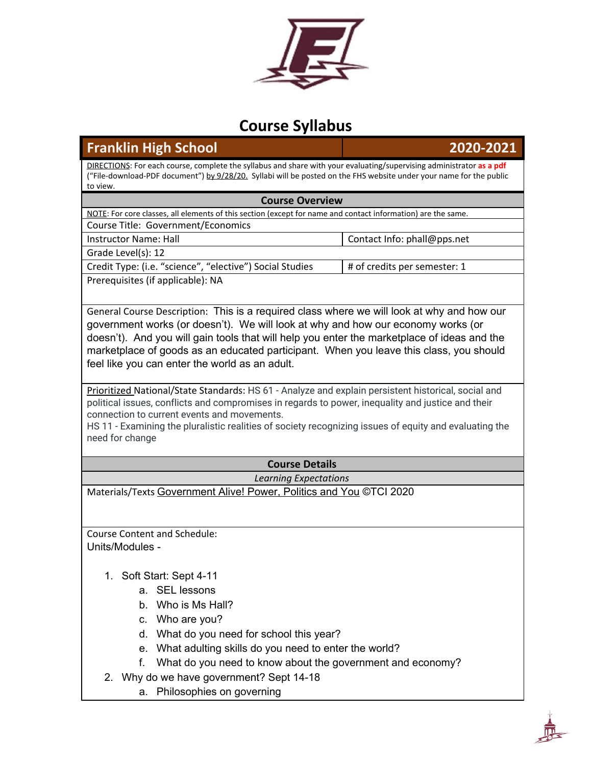# Course Syllabus

| Franklin High School | 2020-2021 |
|---|---|

DIRECTIONS: For each course, complete the syllabus and share with your evaluating/supervising administrator **as a pdf** ("File-download-PDF document") by 9/28/20. Syllabi will be posted on the FHS website under your name for the public to view.

## Course Overview

NOTE: For core classes, all elements of this section (except for name and contact information) are the same.

| | |
|---|---|
| Course Title: Government/Economics | |
| Instructor Name: Hall | Contact Info: phall@pps.net |
| Grade Level(s): 12 | |
| Credit Type: (i.e. "science", "elective") Social Studies | # of credits per semester: 1 |
| Prerequisites (if applicable): NA | |

General Course Description: This is a required class where we will look at why and how our government works (or doesn't). We will look at why and how our economy works (or doesn't). And you will gain tools that will help you enter the marketplace of ideas and the marketplace of goods as an educated participant. When you leave this class, you should feel like you can enter the world as an adult.

Prioritized National/State Standards: HS 61 - Analyze and explain persistent historical, social and political issues, conflicts and compromises in regards to power, inequality and justice and their connection to current events and movements.
HS 11 - Examining the pluralistic realities of society recognizing issues of equity and evaluating the need for change

## Course Details

*Learning Expectations*

Materials/Texts Government Alive! Power, Politics and You ©TCI 2020

Course Content and Schedule:
Units/Modules -

1. Soft Start: Sept 4-11
    a. SEL lessons
    b. Who is Ms Hall?
    c. Who are you?
    d. What do you need for school this year?
    e. What adulting skills do you need to enter the world?
    f. What do you need to know about the government and economy?
2. Why do we have government? Sept 14-18
    a. Philosophies on governing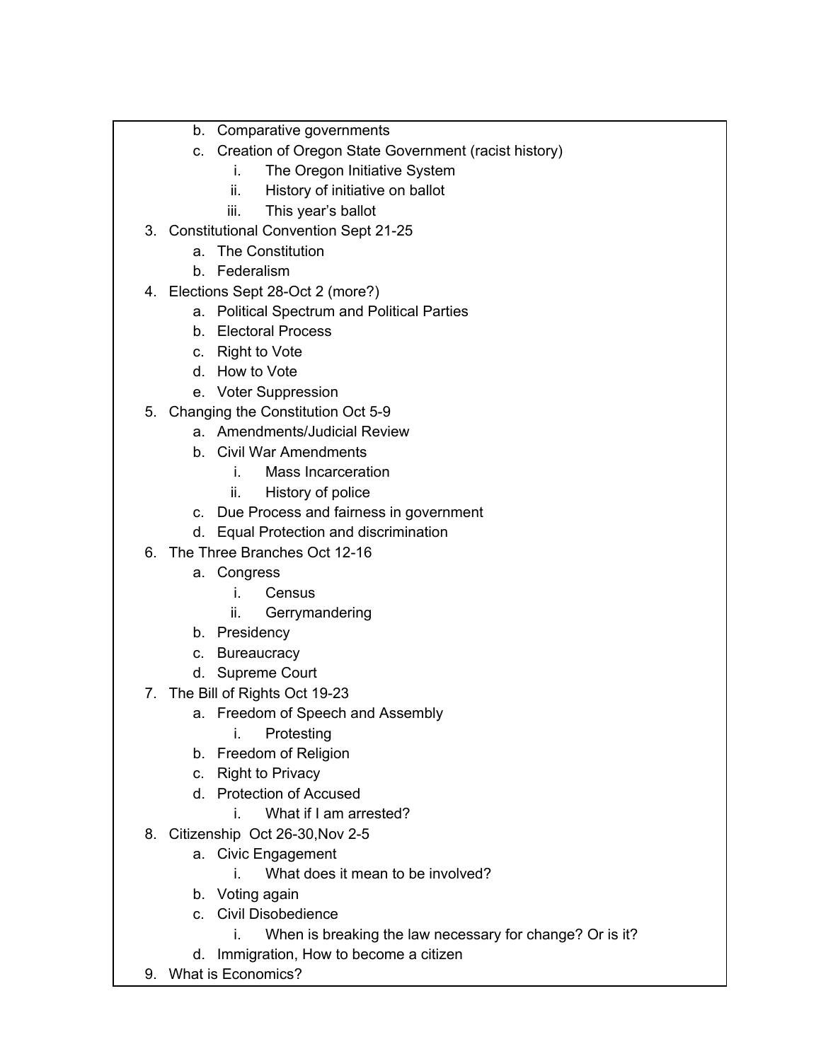b. Comparative governments
   c. Creation of Oregon State Government (racist history)
      i. The Oregon Initiative System
      ii. History of initiative on ballot
      iii. This year's ballot
3. Constitutional Convention Sept 21-25
   a. The Constitution
   b. Federalism
4. Elections Sept 28-Oct 2 (more?)
   a. Political Spectrum and Political Parties
   b. Electoral Process
   c. Right to Vote
   d. How to Vote
   e. Voter Suppression
5. Changing the Constitution Oct 5-9
   a. Amendments/Judicial Review
   b. Civil War Amendments
      i. Mass Incarceration
      ii. History of police
   c. Due Process and fairness in government
   d. Equal Protection and discrimination
6. The Three Branches Oct 12-16
   a. Congress
      i. Census
      ii. Gerrymandering
   b. Presidency
   c. Bureaucracy
   d. Supreme Court
7. The Bill of Rights Oct 19-23
   a. Freedom of Speech and Assembly
      i. Protesting
   b. Freedom of Religion
   c. Right to Privacy
   d. Protection of Accused
      i. What if I am arrested?
8. Citizenship Oct 26-30,Nov 2-5
   a. Civic Engagement
      i. What does it mean to be involved?
   b. Voting again
   c. Civil Disobedience
      i. When is breaking the law necessary for change? Or is it?
   d. Immigration, How to become a citizen
9. What is Economics?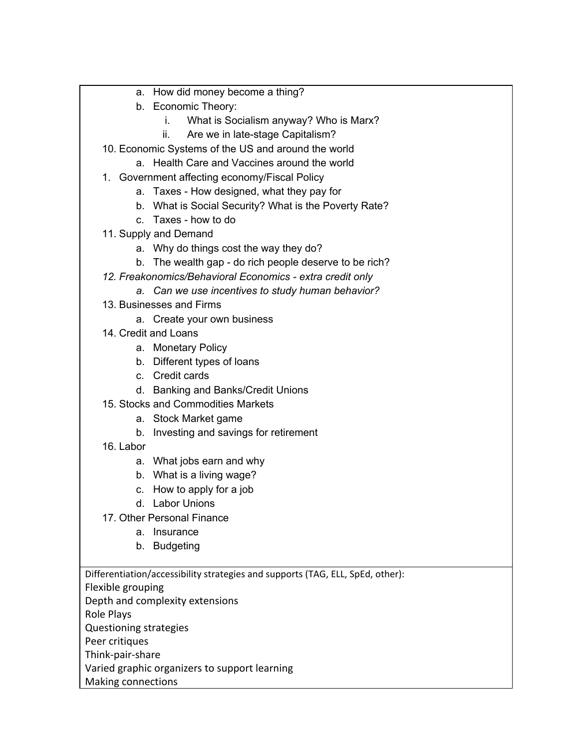- a. How did money become a thing?
    - b. Economic Theory:
        - i. What is Socialism anyway? Who is Marx?
        - ii. Are we in late-stage Capitalism?

10. Economic Systems of the US and around the world
    - a. Health Care and Vaccines around the world

1. Government affecting economy/Fiscal Policy
    - a. Taxes - How designed, what they pay for
    - b. What is Social Security? What is the Poverty Rate?
    - c. Taxes - how to do

11. Supply and Demand
    - a. Why do things cost the way they do?
    - b. The wealth gap - do rich people deserve to be rich?

*12. Freakonomics/Behavioral Economics - extra credit only*
    - *a. Can we use incentives to study human behavior?*

13. Businesses and Firms
    - a. Create your own business

14. Credit and Loans
    - a. Monetary Policy
    - b. Different types of loans
    - c. Credit cards
    - d. Banking and Banks/Credit Unions

15. Stocks and Commodities Markets
    - a. Stock Market game
    - b. Investing and savings for retirement

16. Labor
    - a. What jobs earn and why
    - b. What is a living wage?
    - c. How to apply for a job
    - d. Labor Unions

17. Other Personal Finance
    - a. Insurance
    - b. Budgeting

Differentiation/accessibility strategies and supports (TAG, ELL, SpEd, other):

Flexible grouping
Depth and complexity extensions
Role Plays
Questioning strategies
Peer critiques
Think-pair-share
Varied graphic organizers to support learning
Making connections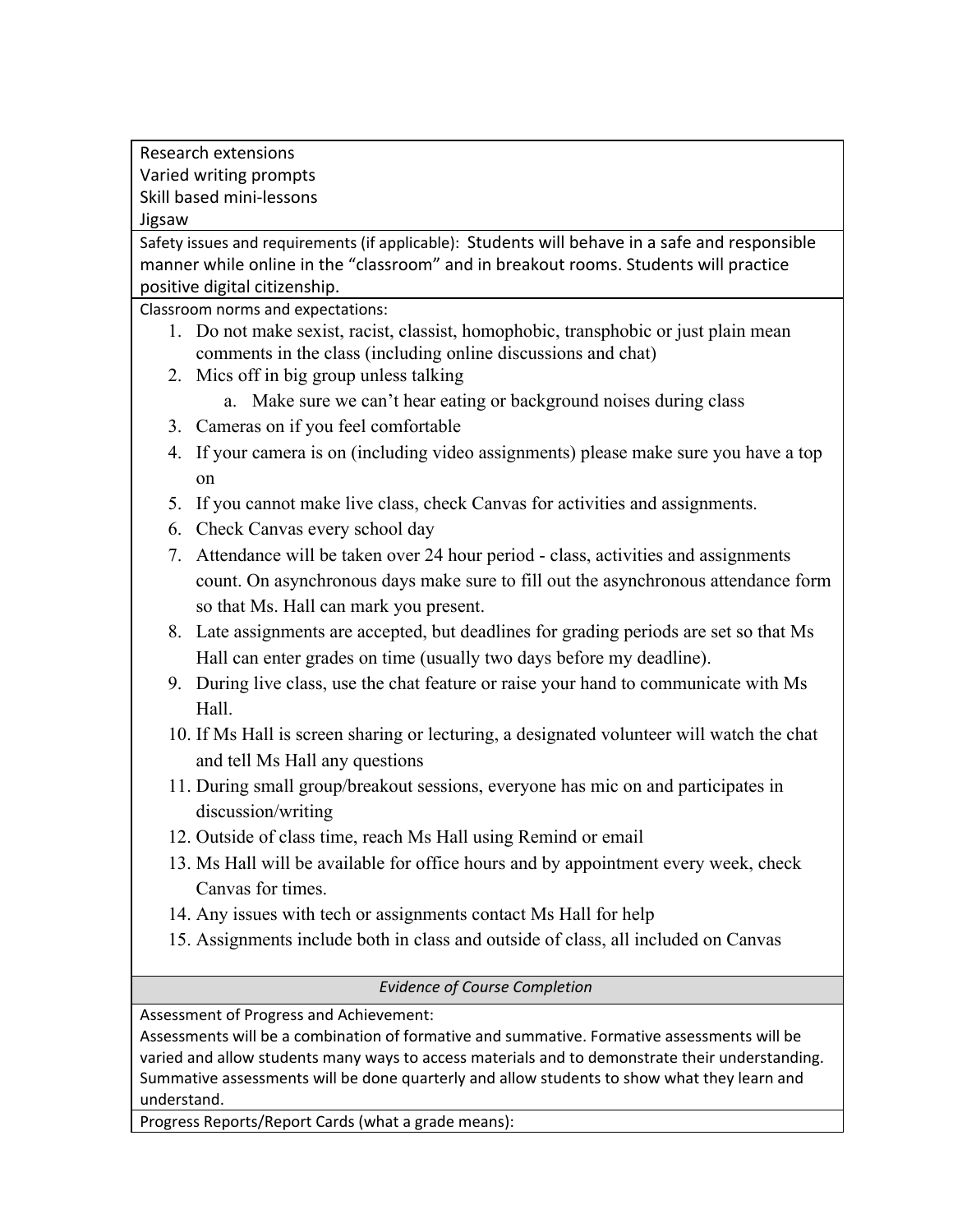Research extensions
Varied writing prompts
Skill based mini-lessons
Jigsaw

Safety issues and requirements (if applicable): Students will behave in a safe and responsible manner while online in the "classroom" and in breakout rooms. Students will practice positive digital citizenship.

Classroom norms and expectations:

1. Do not make sexist, racist, classist, homophobic, transphobic or just plain mean comments in the class (including online discussions and chat)
2. Mics off in big group unless talking
    a. Make sure we can't hear eating or background noises during class
3. Cameras on if you feel comfortable
4. If your camera is on (including video assignments) please make sure you have a top on
5. If you cannot make live class, check Canvas for activities and assignments.
6. Check Canvas every school day
7. Attendance will be taken over 24 hour period - class, activities and assignments count. On asynchronous days make sure to fill out the asynchronous attendance form so that Ms. Hall can mark you present.
8. Late assignments are accepted, but deadlines for grading periods are set so that Ms Hall can enter grades on time (usually two days before my deadline).
9. During live class, use the chat feature or raise your hand to communicate with Ms Hall.
10. If Ms Hall is screen sharing or lecturing, a designated volunteer will watch the chat and tell Ms Hall any questions
11. During small group/breakout sessions, everyone has mic on and participates in discussion/writing
12. Outside of class time, reach Ms Hall using Remind or email
13. Ms Hall will be available for office hours and by appointment every week, check Canvas for times.
14. Any issues with tech or assignments contact Ms Hall for help
15. Assignments include both in class and outside of class, all included on Canvas

*Evidence of Course Completion*

Assessment of Progress and Achievement:
Assessments will be a combination of formative and summative. Formative assessments will be varied and allow students many ways to access materials and to demonstrate their understanding. Summative assessments will be done quarterly and allow students to show what they learn and understand.

Progress Reports/Report Cards (what a grade means):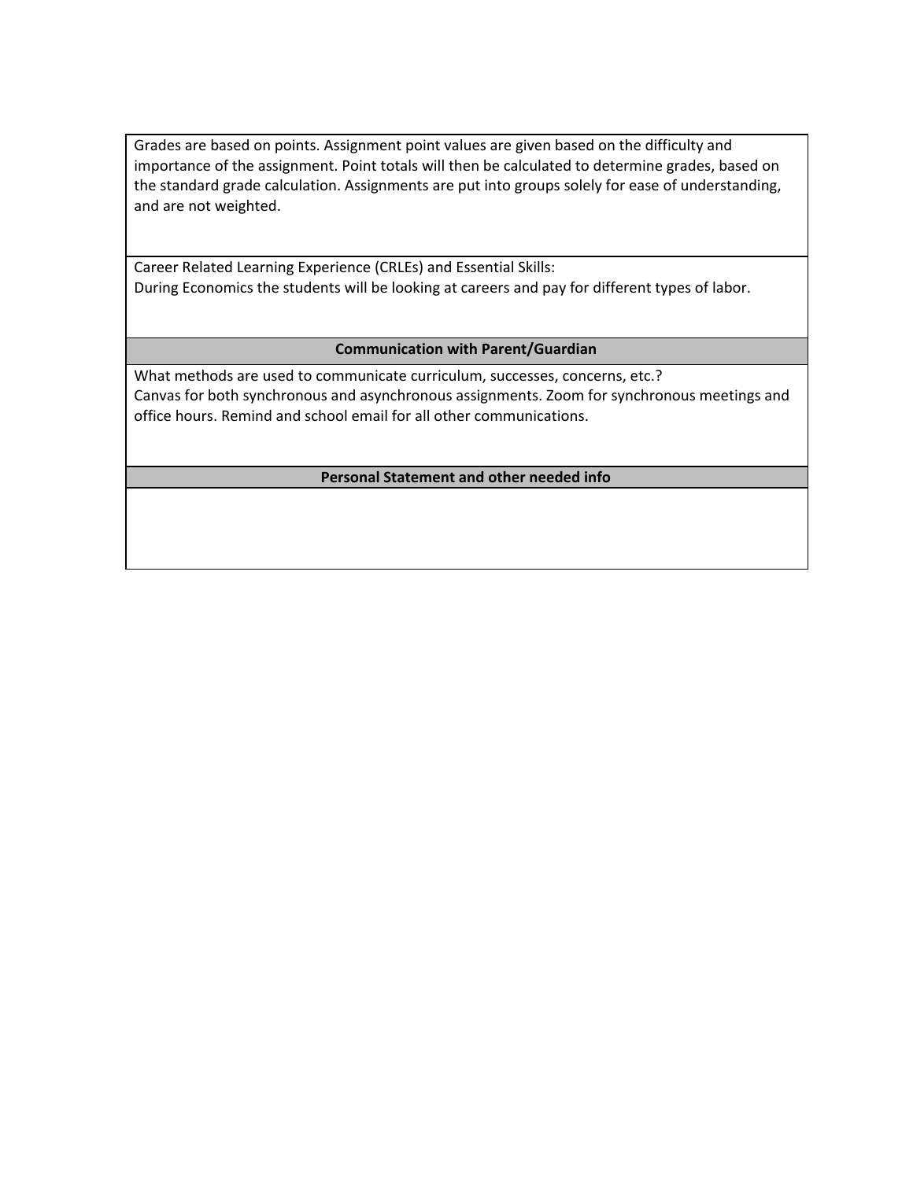Grades are based on points. Assignment point values are given based on the difficulty and importance of the assignment. Point totals will then be calculated to determine grades, based on the standard grade calculation. Assignments are put into groups solely for ease of understanding, and are not weighted.

Career Related Learning Experience (CRLEs) and Essential Skills:
During Economics the students will be looking at careers and pay for different types of labor.

**Communication with Parent/Guardian**

What methods are used to communicate curriculum, successes, concerns, etc.?
Canvas for both synchronous and asynchronous assignments. Zoom for synchronous meetings and office hours. Remind and school email for all other communications.

**Personal Statement and other needed info**